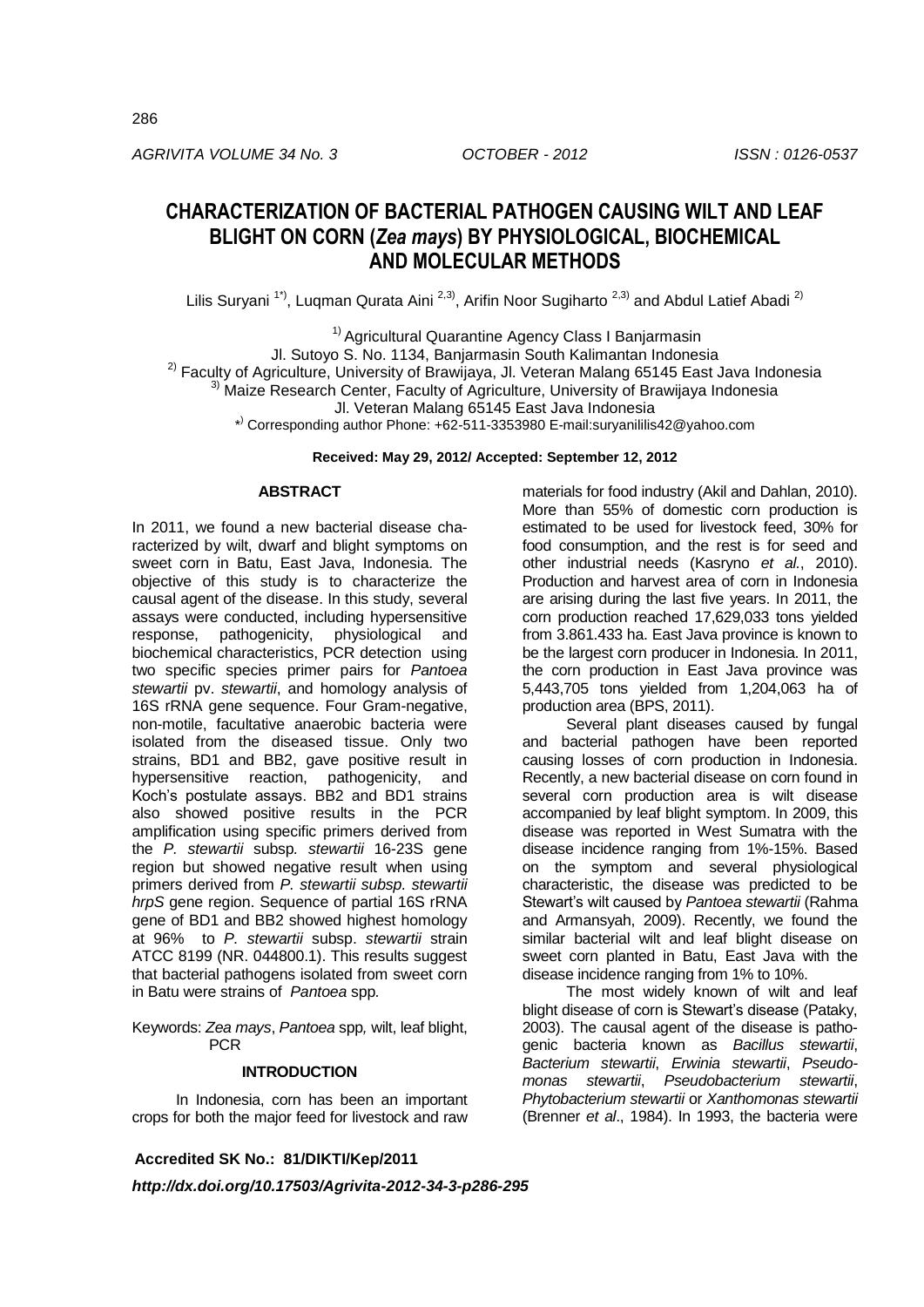# CHARACTERIZATION OF BACTERIAL PATHOGEN CAUSING WILT AND LEAF BLIGHT ON CORN (*Zea mays*) BY PHYSIOLOGICAL, BIOCHEMICAL AND MOLECULAR METHODS

Lilis Suryani [1*)], Luqman Qurata Aini [2,3)], Arifin Noor Sugiharto [2,3)] and Abdul Latief Abadi [2)]

[1)] Agricultural Quarantine Agency Class I Banjarmasin
Jl. Sutoyo S. No. 1134, Banjarmasin South Kalimantan Indonesia
[2)] Faculty of Agriculture, University of Brawijaya, Jl. Veteran Malang 65145 East Java Indonesia
[3)] Maize Research Center, Faculty of Agriculture, University of Brawijaya Indonesia
Jl. Veteran Malang 65145 East Java Indonesia
[*)] Corresponding author Phone: +62-511-3353980 E-mail:suryanililis42@yahoo.com

**Received: May 29, 2012/ Accepted: September 12, 2012**

## ABSTRACT

In 2011, we found a new bacterial disease characterized by wilt, dwarf and blight symptoms on sweet corn in Batu, East Java, Indonesia. The objective of this study is to characterize the causal agent of the disease. In this study, several assays were conducted, including hypersensitive response, pathogenicity, physiological and biochemical characteristics, PCR detection using two specific species primer pairs for *Pantoea stewartii* pv. *stewartii*, and homology analysis of 16S rRNA gene sequence. Four Gram-negative, non-motile, facultative anaerobic bacteria were isolated from the diseased tissue. Only two strains, BD1 and BB2, gave positive result in hypersensitive reaction, pathogenicity, and Koch's postulate assays. BB2 and BD1 strains also showed positive results in the PCR amplification using specific primers derived from the *P. stewartii* subsp. *stewartii* 16-23S gene region but showed negative result when using primers derived from *P. stewartii subsp. stewartii hrpS* gene region. Sequence of partial 16S rRNA gene of BD1 and BB2 showed highest homology at 96% to *P. stewartii* subsp. *stewartii* strain ATCC 8199 (NR. 044800.1). This results suggest that bacterial pathogens isolated from sweet corn in Batu were strains of *Pantoea* spp.

Keywords: *Zea mays*, *Pantoea* spp, wilt, leaf blight, PCR

## INTRODUCTION

In Indonesia, corn has been an important crops for both the major feed for livestock and raw materials for food industry (Akil and Dahlan, 2010). More than 55% of domestic corn production is estimated to be used for livestock feed, 30% for food consumption, and the rest is for seed and other industrial needs (Kasryno *et al.*, 2010). Production and harvest area of corn in Indonesia are arising during the last five years. In 2011, the corn production reached 17,629,033 tons yielded from 3.861.433 ha. East Java province is known to be the largest corn producer in Indonesia. In 2011, the corn production in East Java province was 5,443,705 tons yielded from 1,204,063 ha of production area (BPS, 2011).

Several plant diseases caused by fungal and bacterial pathogen have been reported causing losses of corn production in Indonesia. Recently, a new bacterial disease on corn found in several corn production area is wilt disease accompanied by leaf blight symptom. In 2009, this disease was reported in West Sumatra with the disease incidence ranging from 1%-15%. Based on the symptom and several physiological characteristic, the disease was predicted to be Stewart's wilt caused by *Pantoea stewartii* (Rahma and Armansyah, 2009). Recently, we found the similar bacterial wilt and leaf blight disease on sweet corn planted in Batu, East Java with the disease incidence ranging from 1% to 10%.

The most widely known of wilt and leaf blight disease of corn is Stewart's disease (Pataky, 2003). The causal agent of the disease is pathogenic bacteria known as *Bacillus stewartii*, *Bacterium stewartii*, *Erwinia stewartii*, *Pseudomonas stewartii*, *Pseudobacterium stewartii*, *Phytobacterium stewartii* or *Xanthomonas stewartii* (Brenner *et al*., 1984). In 1993, the bacteria were

**Accredited SK No.: 81/DIKTI/Kep/2011**

***http://dx.doi.org/10.17503/Agrivita-2012-34-3-p286-295***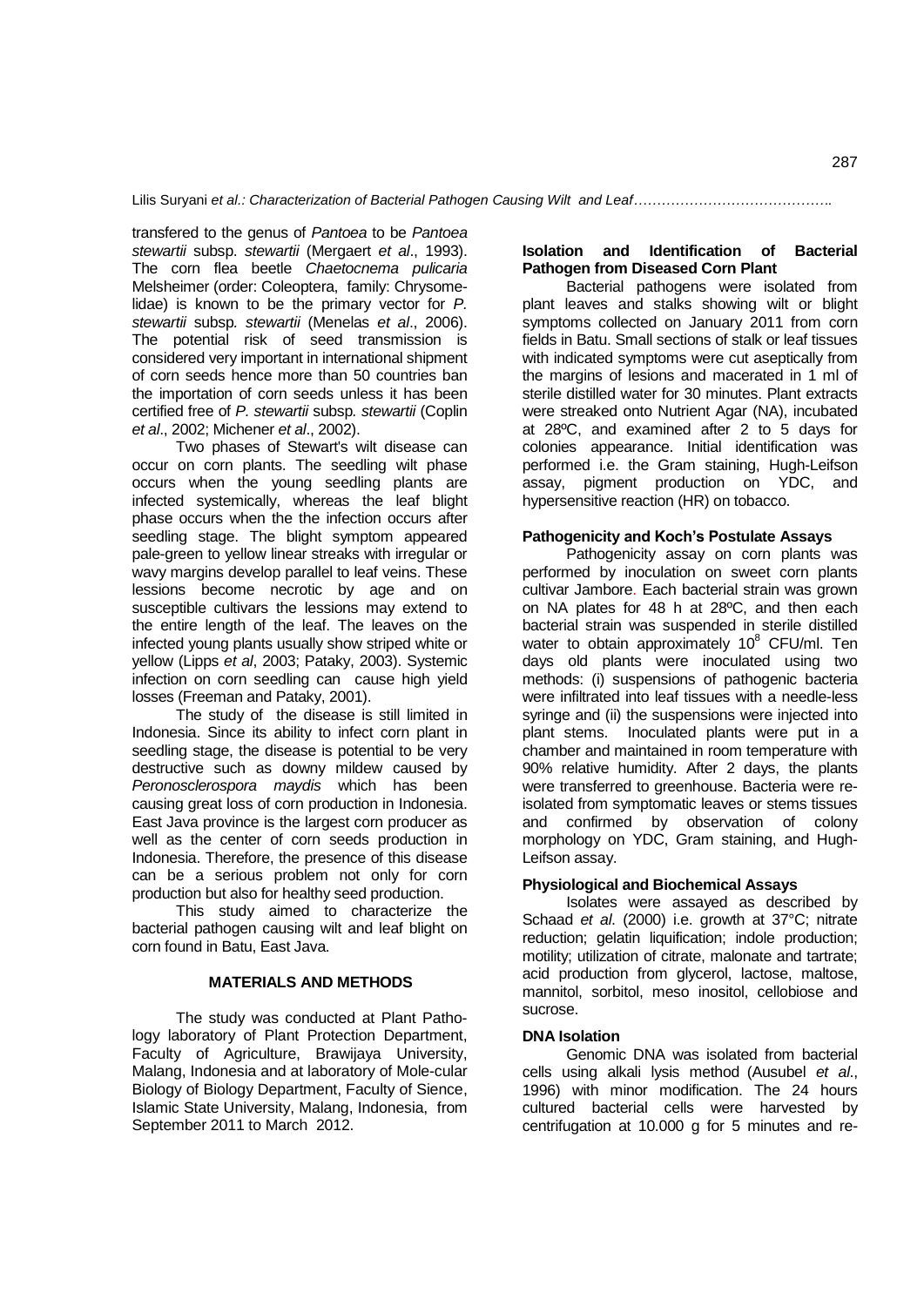transfered to the genus of *Pantoea* to be *Pantoea stewartii* subsp. *stewartii* (Mergaert *et al*., 1993). The corn flea beetle *Chaetocnema pulicaria* Melsheimer (order: Coleoptera, family: Chrysomelidae) is known to be the primary vector for *P. stewartii* subsp. *stewartii* (Menelas *et al*., 2006). The potential risk of seed transmission is considered very important in international shipment of corn seeds hence more than 50 countries ban the importation of corn seeds unless it has been certified free of *P. stewartii* subsp. *stewartii* (Coplin *et al*., 2002; Michener *et al*., 2002).

Two phases of Stewart's wilt disease can occur on corn plants. The seedling wilt phase occurs when the young seedling plants are infected systemically, whereas the leaf blight phase occurs when the the infection occurs after seedling stage. The blight symptom appeared pale-green to yellow linear streaks with irregular or wavy margins develop parallel to leaf veins. These lesions become necrotic by age and on susceptible cultivars the lesions may extend to the entire length of the leaf. The leaves on the infected young plants usually show striped white or yellow (Lipps *et al*, 2003; Pataky, 2003). Systemic infection on corn seedling can cause high yield losses (Freeman and Pataky, 2001).

The study of the disease is still limited in Indonesia. Since its ability to infect corn plant in seedling stage, the disease is potential to be very destructive such as downy mildew caused by *Peronosclerospora maydis* which has been causing great loss of corn production in Indonesia. East Java province is the largest corn producer as well as the center of corn seeds production in Indonesia. Therefore, the presence of this disease can be a serious problem not only for corn production but also for healthy seed production.

This study aimed to characterize the bacterial pathogen causing wilt and leaf blight on corn found in Batu, East Java.

## MATERIALS AND METHODS

The study was conducted at Plant Pathology laboratory of Plant Protection Department, Faculty of Agriculture, Brawijaya University, Malang, Indonesia and at laboratory of Mole-cular Biology of Biology Department, Faculty of Sience, Islamic State University, Malang, Indonesia, from September 2011 to March 2012.

### Isolation and Identification of Bacterial Pathogen from Diseased Corn Plant

Bacterial pathogens were isolated from plant leaves and stalks showing wilt or blight symptoms collected on January 2011 from corn fields in Batu. Small sections of stalk or leaf tissues with indicated symptoms were cut aseptically from the margins of lesions and macerated in 1 ml of sterile distilled water for 30 minutes. Plant extracts were streaked onto Nutrient Agar (NA), incubated at 28ºC, and examined after 2 to 5 days for colonies appearance. Initial identification was performed i.e. the Gram staining, Hugh-Leifson assay, pigment production on YDC, and hypersensitive reaction (HR) on tobacco.

### Pathogenicity and Koch's Postulate Assays

Pathogenicity assay on corn plants was performed by inoculation on sweet corn plants cultivar Jambore. Each bacterial strain was grown on NA plates for 48 h at 28ºC, and then each bacterial strain was suspended in sterile distilled water to obtain approximately $10^8$ CFU/ml. Ten days old plants were inoculated using two methods: (i) suspensions of pathogenic bacteria were infiltrated into leaf tissues with a needle-less syringe and (ii) the suspensions were injected into plant stems. Inoculated plants were put in a chamber and maintained in room temperature with 90% relative humidity. After 2 days, the plants were transferred to greenhouse. Bacteria were re-isolated from symptomatic leaves or stems tissues and confirmed by observation of colony morphology on YDC, Gram staining, and Hugh-Leifson assay.

### Physiological and Biochemical Assays

Isolates were assayed as described by Schaad *et al*. (2000) i.e. growth at 37°C; nitrate reduction; gelatin liquification; indole production; motility; utilization of citrate, malonate and tartrate; acid production from glycerol, lactose, maltose, mannitol, sorbitol, meso inositol, cellobiose and sucrose.

### DNA Isolation

Genomic DNA was isolated from bacterial cells using alkali lysis method (Ausubel *et al*., 1996) with minor modification. The 24 hours cultured bacterial cells were harvested by centrifugation at 10.000 g for 5 minutes and re-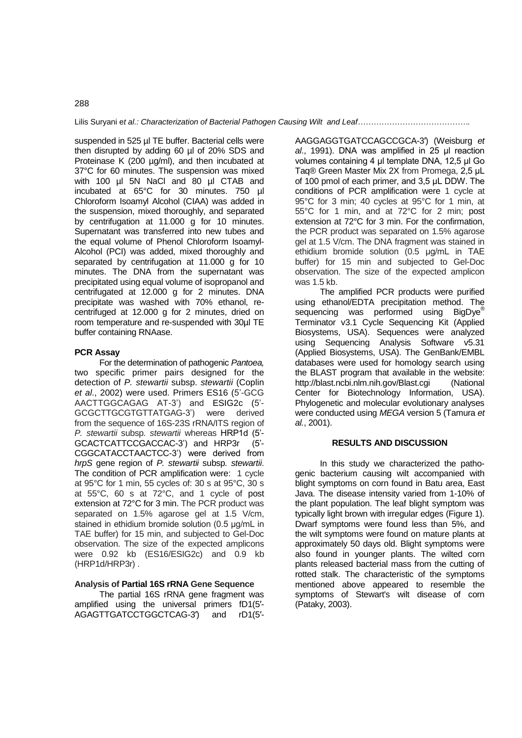suspended in 525 µl TE buffer. Bacterial cells were then disrupted by adding 60 µl of 20% SDS and Proteinase K (200 µg/ml), and then incubated at 37°C for 60 minutes. The suspension was mixed with 100 µl 5N NaCl and 80 µl CTAB and incubated at 65°C for 30 minutes. 750 µl Chloroform Isoamyl Alcohol (CIAA) was added in the suspension, mixed thoroughly, and separated by centrifugation at 11.000 g for 10 minutes. Supernatant was transferred into new tubes and the equal volume of Phenol Chloroform Isoamyl-Alcohol (PCI) was added, mixed thoroughly and separated by centrifugation at 11.000 g for 10 minutes. The DNA from the supernatant was precipitated using equal volume of isopropanol and centrifugated at 12.000 g for 2 minutes. DNA precipitate was washed with 70% ethanol, re-centrifuged at 12.000 g for 2 minutes, dried on room temperature and re-suspended with 30µl TE buffer containing RNAase.

**PCR Assay**

For the determination of pathogenic *Pantoea,* two specific primer pairs designed for the detection of *P. stewartii* subsp. *stewartii* (Coplin *et al*., 2002) were used. Primers ES16 (5'-GCG AACTTGGCAGAG AT-3') and ESIG2c (5'-GCGCTTGCGTGTTATGAG-3') were derived from the sequence of 16S-23S rRNA/ITS region of *P. stewartii* subsp. *stewartii* whereas HRP1d (5'-GCACTCATTCCGACCAC-3') and HRP3r (5'-CGGCATACCTAACTCC-3') were derived from *hrpS* gene region of *P. stewartii* subsp. *stewartii.* The condition of PCR amplification were: 1 cycle at 95°C for 1 min, 55 cycles of: 30 s at 95°C, 30 s at 55°C, 60 s at 72°C, and 1 cycle of post extension at 72°C for 3 min. The PCR product was separated on 1.5% agarose gel at 1.5 V/cm, stained in ethidium bromide solution (0.5 µg/mL in TAE buffer) for 15 min, and subjected to Gel-Doc observation. The size of the expected amplicons were 0.92 kb (ES16/ESIG2c) and 0.9 kb (HRP1d/HRP3r) .

**Analysis of Partial 16S rRNA Gene Sequence**

The partial 16S rRNA gene fragment was amplified using the universal primers fD1(5′-AGAGTTGATCCTGGCTCAG-3′) and rD1(5′-AAGGAGGTGATCCAGCCGCA-3′) (Weisburg *et al*., 1991). DNA was amplified in 25 µl reaction volumes containing 4 µl template DNA, 12,5 µl Go Taq® Green Master Mix 2X from Promega, 2,5 µL of 100 pmol of each primer, and 3,5 µL DDW. The conditions of PCR amplification were 1 cycle at 95°C for 3 min; 40 cycles at 95°C for 1 min, at 55°C for 1 min, and at 72°C for 2 min; post extension at 72°C for 3 min. For the confirmation, the PCR product was separated on 1.5% agarose gel at 1.5 V/cm. The DNA fragment was stained in ethidium bromide solution (0.5 µg/mL in TAE buffer) for 15 min and subjected to Gel-Doc observation. The size of the expected amplicon was 1.5 kb.

The amplified PCR products were purified using ethanol/EDTA precipitation method. The sequencing was performed using BigDye® Terminator v3.1 Cycle Sequencing Kit (Applied Biosystems, USA). Sequences were analyzed using Sequencing Analysis Software v5.31 (Applied Biosystems, USA). The GenBank/EMBL databases were used for homology search using the BLAST program that available in the website: http://blast.ncbi.nlm.nih.gov/Blast.cgi (National Center for Biotechnology Information, USA). Phylogenetic and molecular evolutionary analyses were conducted using *MEGA* version 5 (Tamura *et al.*, 2001).

## RESULTS AND DISCUSSION

In this study we characterized the pathogenic bacterium causing wilt accompanied with blight symptoms on corn found in Batu area, East Java. The disease intensity varied from 1-10% of the plant population. The leaf blight symptom was typically light brown with irregular edges (Figure 1). Dwarf symptoms were found less than 5%, and the wilt symptoms were found on mature plants at approximately 50 days old. Blight symptoms were also found in younger plants. The wilted corn plants released bacterial mass from the cutting of rotted stalk. The characteristic of the symptoms mentioned above appeared to resemble the symptoms of Stewart's wilt disease of corn (Pataky, 2003).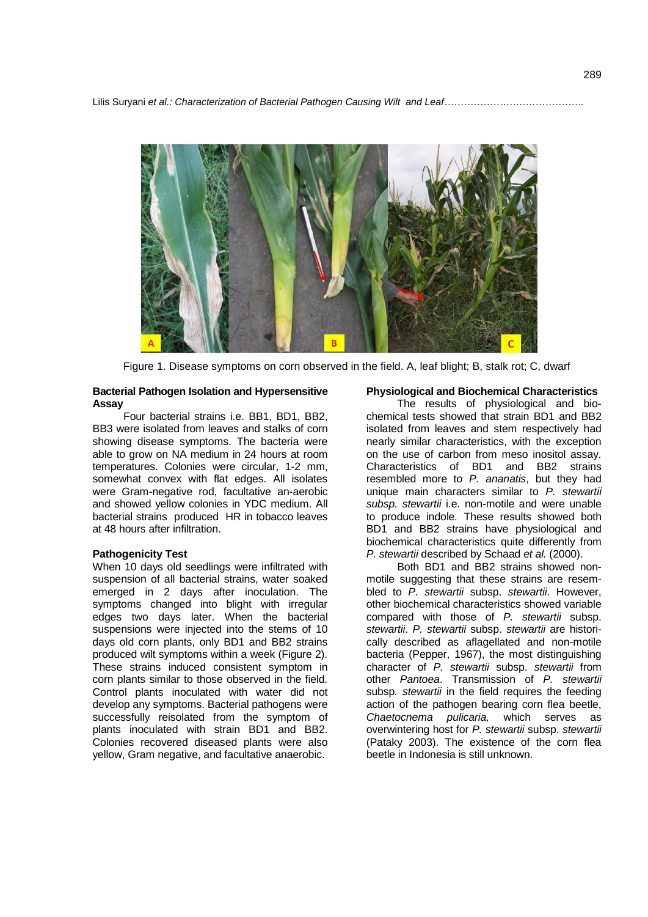Figure 1. Disease symptoms on corn observed in the field. A, leaf blight; B, stalk rot; C, dwarf

### Bacterial Pathogen Isolation and Hypersensitive Assay

Four bacterial strains i.e. BB1, BD1, BB2, BB3 were isolated from leaves and stalks of corn showing disease symptoms. The bacteria were able to grow on NA medium in 24 hours at room temperatures. Colonies were circular, 1-2 mm, somewhat convex with flat edges. All isolates were Gram-negative rod, facultative an-aerobic and showed yellow colonies in YDC medium. All bacterial strains produced HR in tobacco leaves at 48 hours after infiltration.

### Pathogenicity Test

When 10 days old seedlings were infiltrated with suspension of all bacterial strains, water soaked emerged in 2 days after inoculation. The symptoms changed into blight with irregular edges two days later. When the bacterial suspensions were injected into the stems of 10 days old corn plants, only BD1 and BB2 strains produced wilt symptoms within a week (Figure 2). These strains induced consistent symptom in corn plants similar to those observed in the field. Control plants inoculated with water did not develop any symptoms. Bacterial pathogens were successfully reisolated from the symptom of plants inoculated with strain BD1 and BB2. Colonies recovered diseased plants were also yellow, Gram negative, and facultative anaerobic.

### Physiological and Biochemical Characteristics

The results of physiological and biochemical tests showed that strain BD1 and BB2 isolated from leaves and stem respectively had nearly similar characteristics, with the exception on the use of carbon from meso inositol assay. Characteristics of BD1 and BB2 strains resembled more to *P. ananatis*, but they had unique main characters similar to *P. stewartii subsp. stewartii* i.e. non-motile and were unable to produce indole. These results showed both BD1 and BB2 strains have physiological and biochemical characteristics quite differently from *P. stewartii* described by Schaad *et al.* (2000).

Both BD1 and BB2 strains showed non-motile suggesting that these strains are resembled to *P. stewartii* subsp. *stewartii*. However, other biochemical characteristics showed variable compared with those of *P. stewartii* subsp. *stewartii*. *P. stewartii* subsp. *stewartii* are historically described as aflagellated and non-motile bacteria (Pepper, 1967), the most distinguishing character of *P. stewartii* subsp. *stewartii* from other *Pantoea*. Transmission of *P. stewartii* subsp. *stewartii* in the field requires the feeding action of the pathogen bearing corn flea beetle, *Chaetocnema pulicaria,* which serves as overwintering host for *P. stewartii* subsp. *stewartii* (Pataky 2003). The existence of the corn flea beetle in Indonesia is still unknown.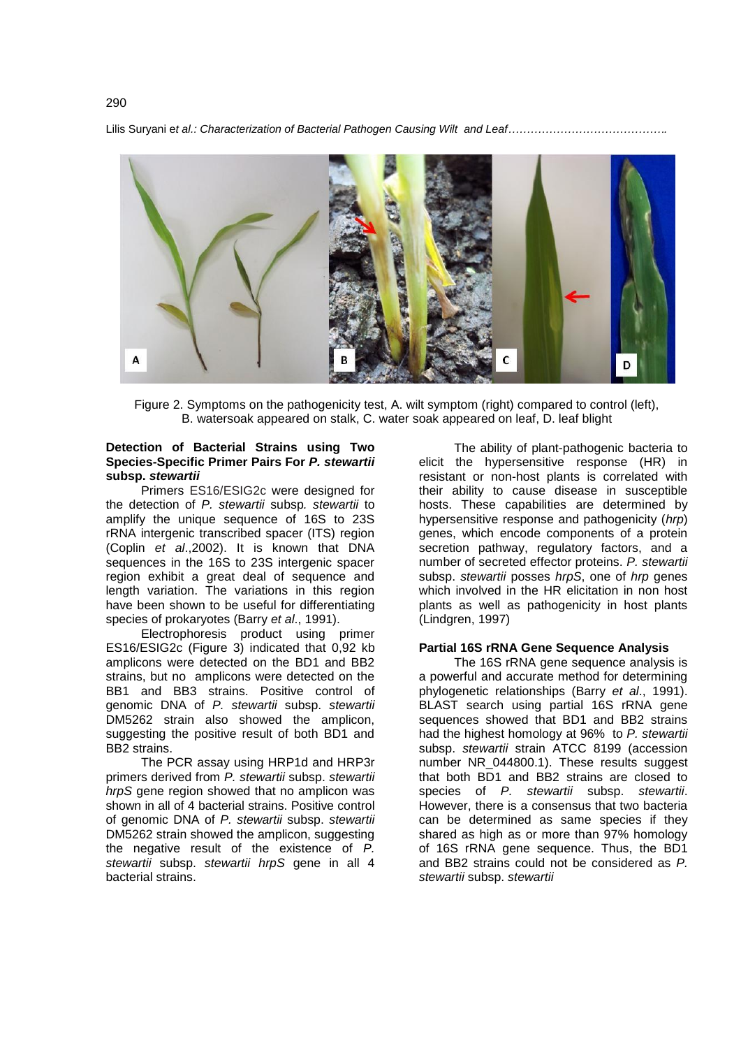Figure 2. Symptoms on the pathogenicity test, A. wilt symptom (right) compared to control (left), B. watersoak appeared on stalk, C. water soak appeared on leaf, D. leaf blight

### Detection of Bacterial Strains using Two Species-Specific Primer Pairs For *P. stewartii* subsp. *stewartii*

Primers ES16/ESIG2c were designed for the detection of *P. stewartii* subsp*. stewartii* to amplify the unique sequence of 16S to 23S rRNA intergenic transcribed spacer (ITS) region (Coplin *et al*.,2002). It is known that DNA sequences in the 16S to 23S intergenic spacer region exhibit a great deal of sequence and length variation. The variations in this region have been shown to be useful for differentiating species of prokaryotes (Barry *et al*., 1991).

Electrophoresis product using primer ES16/ESIG2c (Figure 3) indicated that 0,92 kb amplicons were detected on the BD1 and BB2 strains, but no amplicons were detected on the BB1 and BB3 strains. Positive control of genomic DNA of *P. stewartii* subsp. *stewartii* DM5262 strain also showed the amplicon, suggesting the positive result of both BD1 and BB2 strains.

The PCR assay using HRP1d and HRP3r primers derived from *P. stewartii* subsp. *stewartii* *hrpS* gene region showed that no amplicon was shown in all of 4 bacterial strains. Positive control of genomic DNA of *P. stewartii* subsp. *stewartii* DM5262 strain showed the amplicon, suggesting the negative result of the existence of *P. stewartii* subsp. *stewartii hrpS* gene in all 4 bacterial strains.

The ability of plant-pathogenic bacteria to elicit the hypersensitive response (HR) in resistant or non-host plants is correlated with their ability to cause disease in susceptible hosts. These capabilities are determined by hypersensitive response and pathogenicity (*hrp*) genes, which encode components of a protein secretion pathway, regulatory factors, and a number of secreted effector proteins. *P. stewartii* subsp. *stewartii* posses *hrpS*, one of *hrp* genes which involved in the HR elicitation in non host plants as well as pathogenicity in host plants (Lindgren, 1997)

### Partial 16S rRNA Gene Sequence Analysis

The 16S rRNA gene sequence analysis is a powerful and accurate method for determining phylogenetic relationships (Barry *et al*., 1991). BLAST search using partial 16S rRNA gene sequences showed that BD1 and BB2 strains had the highest homology at 96% to *P. stewartii* subsp. *stewartii* strain ATCC 8199 (accession number NR_044800.1). These results suggest that both BD1 and BB2 strains are closed to species of *P. stewartii* subsp. *stewartii*. However, there is a consensus that two bacteria can be determined as same species if they shared as high as or more than 97% homology of 16S rRNA gene sequence. Thus, the BD1 and BB2 strains could not be considered as *P. stewartii* subsp. *stewartii*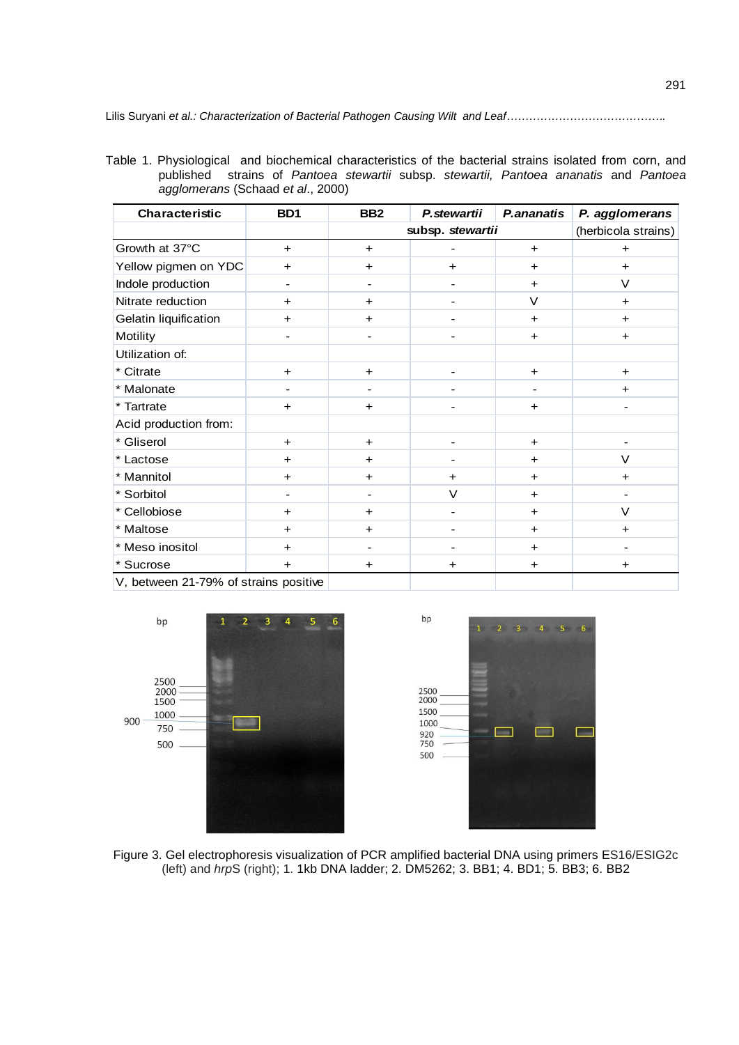Table 1. Physiological and biochemical characteristics of the bacterial strains isolated from corn, and published strains of *Pantoea stewartii* subsp. *stewartii, Pantoea ananatis* and *Pantoea agglomerans* (Schaad *et al*., 2000)

| Characteristic | BD1 | BB2 | *P.stewartii* | *P.ananatis* | *P. agglomerans* |
|---|---|---|---|---|---|
| | | | subsp. *stewartii* | | (herbicola strains) |
| Growth at 37°C | + | + | - | + | + |
| Yellow pigmen on YDC | + | + | + | + | + |
| Indole production | - | - | - | + | V |
| Nitrate reduction | + | + | - | V | + |
| Gelatin liquification | + | + | - | + | + |
| Motility | - | - | - | + | + |
| Utilization of: | | | | | |
| * Citrate | + | + | - | + | + |
| * Malonate | - | - | - | - | + |
| * Tartrate | + | + | - | + | - |
| Acid production from: | | | | | |
| * Gliserol | + | + | - | + | - |
| * Lactose | + | + | - | + | V |
| * Mannitol | + | + | + | + | + |
| * Sorbitol | - | - | V | + | - |
| * Cellobiose | + | + | - | + | V |
| * Maltose | + | + | - | + | + |
| * Meso inositol | + | - | - | + | - |
| * Sucrose | + | + | + | + | + |
| V, between 21-79% of strains positive | | | | | |

Figure 3. Gel electrophoresis visualization of PCR amplified bacterial DNA using primers ES16/ESIG2c (left) and *hrpS* (right); 1. 1kb DNA ladder; 2. DM5262; 3. BB1; 4. BD1; 5. BB3; 6. BB2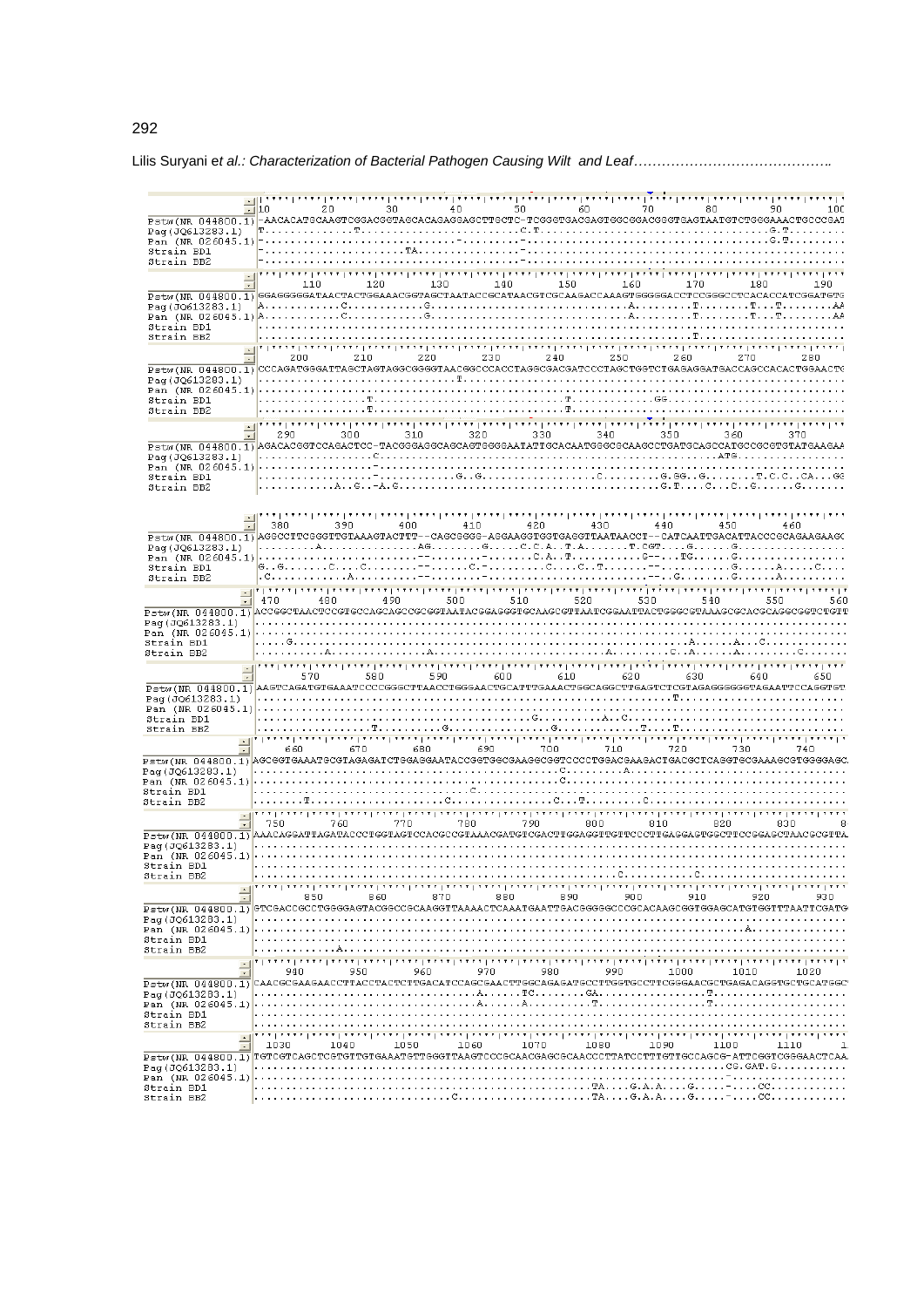```
                  10        20        30        40        50        60        70        80        90       100
Pstw(NR 044800.1) -AACACATGCAAGTCGGACGGTAGCACAGAGGAGCTTGCTC-TCGGGTGACGAGTGGCGGACGGGTGAGTAATGTCTGGGAAACTGCCCGAT
Pag(JQ613283.1)   T...........T...........................C.T.....................................G.T........
Pan (NR 026045.1) -..............................-.............-..................................G.T........
Strain BD1        -....................TA...............-..............................................
Strain BD2        -..................................-...............................................

                     110       120       130       140       150       160       170       180       190
Pstw(NR 044800.1) GGAGGGGGATAACTACTGGAAACGGTAGCTAATACCGCATAACGTCGCAAGACCAAAGTGGGGGACCTCCGGGCCTCACACCATCGGATGTG
Pag(JQ613283.1)   A...........C...........G...........................................A........T.......T...T.......AA
Pan (NR 026045.1) A...........C...........G...........................................A........T.......T...T.......AA
Strain BD1        ..............................................................................................
Strain BD2        ..............................................................T...........................

                     200       210       220       230       240       250       260       270       280
Pstw(NR 044800.1) CCCAGATGGGATTAGCTAGTAGGCGGGGTAACGGCCCACCTAGGCGACGATCCCTAGCTGGTCTGAGAGGATGACCAGCCACACTGGAACTG
Pag(JQ613283.1)   ..........................T..........................................
Pan (NR 026045.1) ..............................................................................................
Strain BD1        ...............T...........................T..............GG................
Strain BD2        ...............T...........................T....................................

                     290       300       310       320       330       340       350       360       370
Pstw(NR 044800.1) AGACACGGTCCAGACTCC-TACGGGAGGCAGCAGTGGGGAATATTGCACAATGGGCGCAAGCCTGATGCAGCCATGCCGCGTGTATGAAGAA
Pag(JQ613283.1)   .................C..............................................................ATG..........
Pan (NR 026045.1) ..............................................................................................
Strain BD1        .................-...........G..G.................C.........G.GG..G.......T.C.C..CA...GG
Strain BD2        ............A..G..-A.G......................................G.T....C...C..G.....G.....

                   380       390       400       410       420       430       440       450       460
Pstw(NR 044800.1) AGGCCTTCGGGTTGTAAAGTACTTT--CAGCGGGG-AGGAAGGTGGTGAGGTTAATAACCT--CATCAATTGACATTACCCGCAGAAGAAGC
Pag(JQ613283.1)   ..........A.............AG........G.....C.C.A..T.A........T.CGT....G......G..........
Pan (NR 026045.1) .........................--........-........C.A..T..........G--...TG......G...............
Strain BD1        G..G.......C.....C........--.....C.-.........C....C..T.......--..........G......A......C....
Strain BD2        .C...........A...........--.......-........................--..G.......G......A.........

                  470       480       490       500       510       520       530       540       550       560
Pstw(NR 044800.1) ACCGGCTAACTCCGTGCCAGCAGCCGCGGTAATACGGAGGGTGCAAGCGTTAATCGGAATTACTGGGCGTAAAGCGCACGCAGGCGGTCTGTT
Pag(JQ613283.1)   ..............................................................................................
Pan (NR 026045.1) ..............................................................................................
Strain BD1        .....G.....................................................A......A...C..........
Strain BD2        ..........A...............A..........................A.........C..A......A.........C.......

                     570       580       590       600       610       620       630       640       650
Pstw(NR 044800.1) AAGTCAGATGTGAAATCCCCGGGCTTAACCTGGGAACTGCATTTGAAACTGGCAGGCTTGAGTCTCGTAGAGGGGGGTAGAATTCCAGGTGT
Pag(JQ613283.1)   ..................................................................T...................
Pan (NR 026045.1) ..............................................................................................
Strain BD1        ..........................................G..........A..C.............................
Strain BD2        .................T.........G..............G..........T....T........................

                     660       670       680       690       700       710       720       730       740
Pstw(NR 044800.1) AGCGGTGAAATGCGTAGAGATCTGGAGGAATACCGGTGGCGAAGGCGGTCCCCTGGACGAAGACTGACGCTCAGGTGCGAAAGCGTGGGGAGC
Pag(JQ613283.1)   ...........................................C.........A..............
Pan (NR 026045.1) ...........................................C.........................
Strain BD1        ................................C.......................................
Strain BD2        .......T....................C.............C...T........C........................

                  750       760       770       780       790       800       810       820       830
Pstw(NR 044800.1) AAACAGGATTAGATACCCTGGTAGTCCACGCCGTAAACGATGTCGACTTGGAGGTTGTTCCCTTGAGGAGTGGCTTCCGGAGCTAACGCGTTA
Pag(JQ613283.1)   ..............................................................................................
Pan (NR 026045.1) ..............................................................................................
Strain BD1        ..............................................................................................
Strain BD2        ..............................................................C..........C.................

                     850       860       870       880       890       900       910       920       930
Pstw(NR 044800.1) GTCGACCGCCTGGGGAGTACGGCCGCAAGGTTAAAACTCAAATGAATTGACGGGGGCCCGCACAAGCGGTGGAGCATGTGGTTTAATTCGATG
Pag(JQ613283.1)   ..............................................................................................
Pan (NR 026045.1) .........................................................................A...........
Strain BD1        ..............................................................................................
Strain BD2        ..........A.............................

                     940       950       960       970       980       990      1000      1010      1020
Pstw(NR 044800.1) CAACGCGAAGAACCTTACCTACTCTTGACATCCAGCGAACTTGGCAGAGATGCCTTGGTGCCTTCGGGAACGCTGAGACAGGTGCTGCATGGC
Pag(JQ613283.1)   ................................A......TC.......GA...............T..................
Pan (NR 026045.1) ................................A......A..........T...............T..................
Strain BD1        ..............................................................................................
Strain BD2        ..............................................................................................

                  1030      1040      1050      1060      1070      1080      1090      1100      1110
Pstw(NR 044800.1) TGTCGTCAGCTCGTGTTGTGAAATGTTGGGTTAAGTCCCGCAACGAGCGCAACCCTTATCCTTTGTTGCCAGCG-ATTCGGTCGGGAACTCAA
Pag(JQ613283.1)   .............................................................................CG.GAT.G..........
Pan (NR 026045.1) ..........................................................................-.............
Strain BD1        ..................................................TA....G.A.A....G.....-....CC............
Strain BD2        ..............................C.....................TA....G.A.A....G.....-....CC...........
```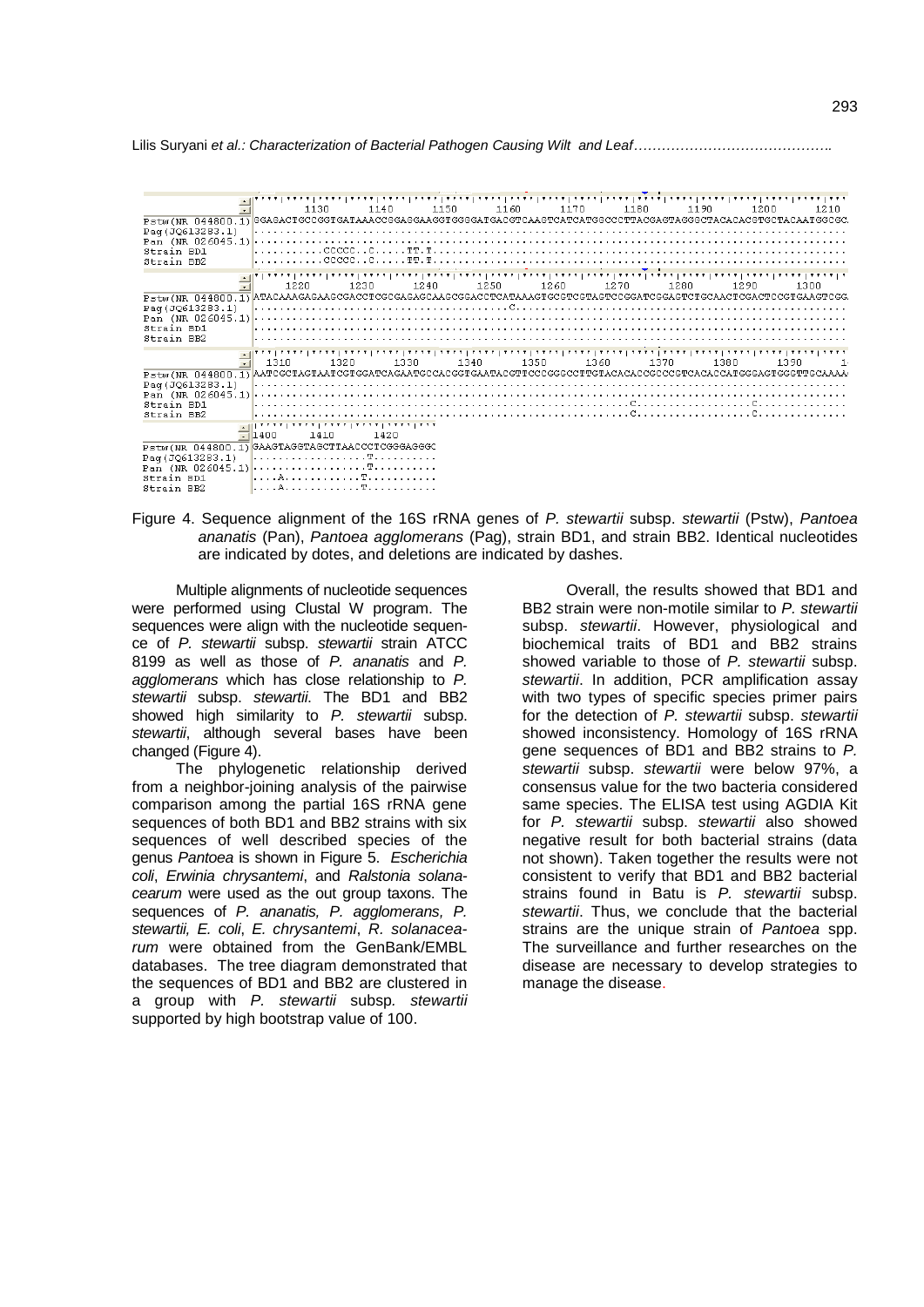```
                  1130      1140      1150      1160      1170      1180      1190      1200      1210
Pstw(NR 044800.1) GGAGACTGCCGGTGATAAACCGGAGGAAGGTGGGGATGACGTCAAGTCATCATGGCCCTTACGAGTAGGGCTACACACGTGCTACAATGGCGC
Pag(JQ613283.1)   ...........................................................................................
Pan (NR 026045.1) ...........................................................................................
Strain BD1        ..........CCCCC..C.....TT.T................................................................
Strain BB2        ..........CCCCC..C.....TT.T................................................................

                  1220      1230      1240      1250      1260      1270      1280      1290      1300
Pstw(NR 044800.1) ATACAAAGAGAAGCGACCTCGCGAGAGCAAGCGGACCTCATAAAGTGCGTCGTAGTCCGGATCGGAGTCTGCAACTCGACTCCGTGAAGTCGG
Pag(JQ613283.1)   .....................................C.....................................................
Pan (NR 026045.1) ...........................................................................................
Strain BD1        ...........................................................................................
Strain BB2        ...........................................................................................

                  1310      1320      1330      1340      1350      1360      1370      1380      1390
Pstw(NR 044800.1) AATCGCTAGTAATCGTGGATCAGAATGCCACGGTGAATACGTTCCCGGGCCTTGTACACACCGCCCGTCACACCATGGGAGTGGGTTGCAAAA
Pag(JQ613283.1)   ...........................................................................................
Pan (NR 026045.1) ...........................................................................................
Strain BD1        .......................................................C..................C................
Strain BB2        .......................................................C..................C................

                  1400      1410      1420
Pstw(NR 044800.1) GAAGTAGGTAGCTTAACCCTCGGGAGGGC
Pag(JQ613283.1)   .................T..........
Pan (NR 026045.1) .................T..........
Strain BD1        ....A............T..........
Strain BB2        ....A............T..........
```

Figure 4. Sequence alignment of the 16S rRNA genes of *P. stewartii* subsp. *stewartii* (Pstw), *Pantoea ananatis* (Pan), *Pantoea agglomerans* (Pag), strain BD1, and strain BB2. Identical nucleotides are indicated by dotes, and deletions are indicated by dashes.

Multiple alignments of nucleotide sequences were performed using Clustal W program. The sequences were align with the nucleotide sequence of *P. stewartii* subsp. *stewartii* strain ATCC 8199 as well as those of *P. ananatis* and *P. agglomerans* which has close relationship to *P. stewartii* subsp. *stewartii*. The BD1 and BB2 showed high similarity to *P. stewartii* subsp. *stewartii*, although several bases have been changed (Figure 4).

The phylogenetic relationship derived from a neighbor-joining analysis of the pairwise comparison among the partial 16S rRNA gene sequences of both BD1 and BB2 strains with six sequences of well described species of the genus *Pantoea* is shown in Figure 5. *Escherichia coli*, *Erwinia chrysantemi*, and *Ralstonia solanacearum* were used as the out group taxons. The sequences of *P. ananatis, P. agglomerans, P. stewartii, E. coli*, *E. chrysantemi*, *R. solanacearum* were obtained from the GenBank/EMBL databases. The tree diagram demonstrated that the sequences of BD1 and BB2 are clustered in a group with *P. stewartii* subsp. *stewartii* supported by high bootstrap value of 100.

Overall, the results showed that BD1 and BB2 strain were non-motile similar to *P. stewartii* subsp. *stewartii*. However, physiological and biochemical traits of BD1 and BB2 strains showed variable to those of *P. stewartii* subsp. *stewartii*. In addition, PCR amplification assay with two types of specific species primer pairs for the detection of *P. stewartii* subsp. *stewartii* showed inconsistency. Homology of 16S rRNA gene sequences of BD1 and BB2 strains to *P. stewartii* subsp. *stewartii* were below 97%, a consensus value for the two bacteria considered same species. The ELISA test using AGDIA Kit for *P. stewartii* subsp. *stewartii* also showed negative result for both bacterial strains (data not shown). Taken together the results were not consistent to verify that BD1 and BB2 bacterial strains found in Batu is *P. stewartii* subsp. *stewartii*. Thus, we conclude that the bacterial strains are the unique strain of *Pantoea* spp. The surveillance and further researches on the disease are necessary to develop strategies to manage the disease.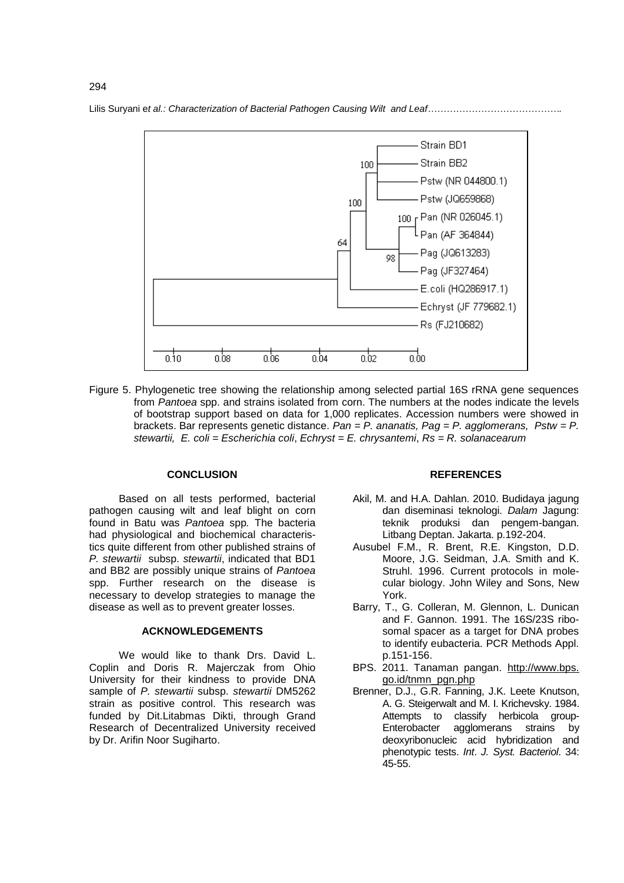Figure 5. Phylogenetic tree showing the relationship among selected partial 16S rRNA gene sequences from *Pantoea* spp. and strains isolated from corn. The numbers at the nodes indicate the levels of bootstrap support based on data for 1,000 replicates. Accession numbers were showed in brackets. Bar represents genetic distance. *Pan = P. ananatis, Pag = P. agglomerans, Pstw = P. stewartii, E. coli = Escherichia coli*, *Echryst = E. chrysantemi*, *Rs = R. solanacearum*

## CONCLUSION

Based on all tests performed, bacterial pathogen causing wilt and leaf blight on corn found in Batu was *Pantoea* spp. The bacteria had physiological and biochemical characteristics quite different from other published strains of *P. stewartii* subsp. *stewartii*, indicated that BD1 and BB2 are possibly unique strains of *Pantoea* spp. Further research on the disease is necessary to develop strategies to manage the disease as well as to prevent greater losses.

## ACKNOWLEDGEMENTS

We would like to thank Drs. David L. Coplin and Doris R. Majerczak from Ohio University for their kindness to provide DNA sample of *P. stewartii* subsp. *stewartii* DM5262 strain as positive control. This research was funded by Dit.Litabmas Dikti, through Grand Research of Decentralized University received by Dr. Arifin Noor Sugiharto.

## REFERENCES

Akil, M. and H.A. Dahlan. 2010. Budidaya jagung dan diseminasi teknologi. *Dalam* Jagung: teknik produksi dan pengem-bangan. Litbang Deptan. Jakarta. p.192-204.

Ausubel F.M., R. Brent, R.E. Kingston, D.D. Moore, J.G. Seidman, J.A. Smith and K. Struhl. 1996. Current protocols in molecular biology. John Wiley and Sons, New York.

Barry, T., G. Colleran, M. Glennon, L. Dunican and F. Gannon. 1991. The 16S/23S ribosomal spacer as a target for DNA probes to identify eubacteria. PCR Methods Appl. p.151-156.

BPS. 2011. Tanaman pangan. http://www.bps.go.id/tnmn_pgn.php

Brenner, D.J., G.R. Fanning, J.K. Leete Knutson, A. G. Steigerwalt and M. I. Krichevsky. 1984. Attempts to classify herbicola group-Enterobacter agglomerans strains by deoxyribonucleic acid hybridization and phenotypic tests. *Int*. *J. Syst. Bacteriol*. 34: 45-55.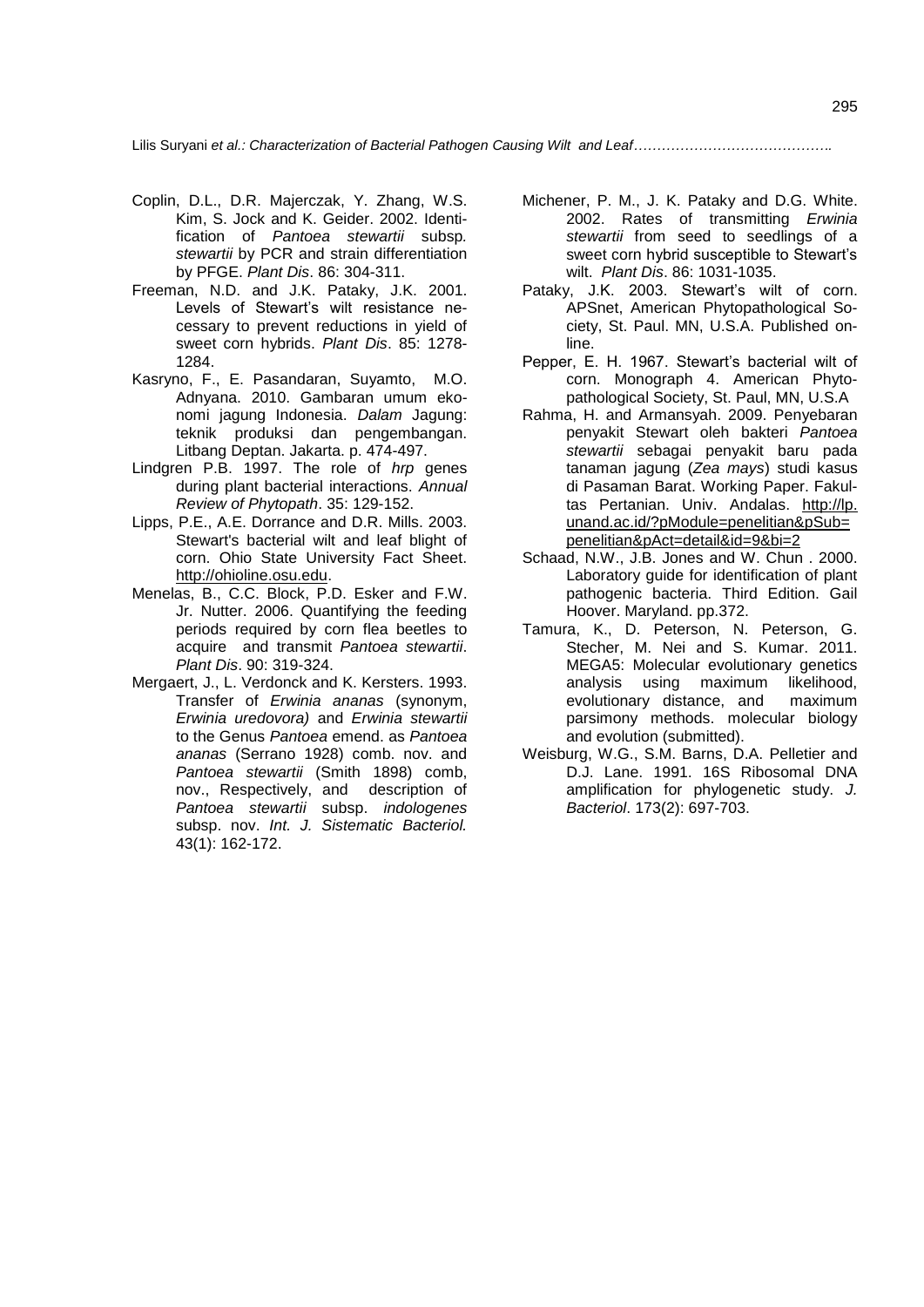Coplin, D.L., D.R. Majerczak, Y. Zhang, W.S. Kim, S. Jock and K. Geider. 2002. Identification of *Pantoea stewartii* subsp. *stewartii* by PCR and strain differentiation by PFGE. *Plant Dis*. 86: 304-311.

Freeman, N.D. and J.K. Pataky, J.K. 2001. Levels of Stewart's wilt resistance necessary to prevent reductions in yield of sweet corn hybrids. *Plant Dis*. 85: 1278-1284.

Kasryno, F., E. Pasandaran, Suyamto, M.O. Adnyana. 2010. Gambaran umum ekonomi jagung Indonesia. *Dalam* Jagung: teknik produksi dan pengembangan. Litbang Deptan. Jakarta. p. 474-497.

Lindgren P.B. 1997. The role of *hrp* genes during plant bacterial interactions. *Annual Review of Phytopath*. 35: 129-152.

Lipps, P.E., A.E. Dorrance and D.R. Mills. 2003. Stewart's bacterial wilt and leaf blight of corn. Ohio State University Fact Sheet. http://ohioline.osu.edu.

Menelas, B., C.C. Block, P.D. Esker and F.W. Jr. Nutter. 2006. Quantifying the feeding periods required by corn flea beetles to acquire and transmit *Pantoea stewartii*. *Plant Dis*. 90: 319-324.

Mergaert, J., L. Verdonck and K. Kersters. 1993. Transfer of *Erwinia ananas* (synonym, *Erwinia uredovora)* and *Erwinia stewartii* to the Genus *Pantoea* emend. as *Pantoea ananas* (Serrano 1928) comb. nov. and *Pantoea stewartii* (Smith 1898) comb, nov., Respectively, and description of *Pantoea stewartii* subsp. *indologenes* subsp. nov. *Int. J. Sistematic Bacteriol.* 43(1): 162-172.

Michener, P. M., J. K. Pataky and D.G. White. 2002. Rates of transmitting *Erwinia stewartii* from seed to seedlings of a sweet corn hybrid susceptible to Stewart's wilt. *Plant Dis*. 86: 1031-1035.

Pataky, J.K. 2003. Stewart's wilt of corn. APSnet, American Phytopathological Society, St. Paul. MN, U.S.A. Published on-line.

Pepper, E. H. 1967. Stewart's bacterial wilt of corn. Monograph 4. American Phytopathological Society, St. Paul, MN, U.S.A

Rahma, H. and Armansyah. 2009. Penyebaran penyakit Stewart oleh bakteri *Pantoea stewartii* sebagai penyakit baru pada tanaman jagung (*Zea mays*) studi kasus di Pasaman Barat. Working Paper. Fakultas Pertanian. Univ. Andalas. http://lp.unand.ac.id/?pModule=penelitian&pSub=penelitian&pAct=detail&id=9&bi=2

Schaad, N.W., J.B. Jones and W. Chun . 2000. Laboratory guide for identification of plant pathogenic bacteria. Third Edition. Gail Hoover. Maryland. pp.372.

Tamura, K., D. Peterson, N. Peterson, G. Stecher, M. Nei and S. Kumar. 2011. MEGA5: Molecular evolutionary genetics analysis using maximum likelihood, evolutionary distance, and maximum parsimony methods. molecular biology and evolution (submitted).

Weisburg, W.G., S.M. Barns, D.A. Pelletier and D.J. Lane. 1991. 16S Ribosomal DNA amplification for phylogenetic study. *J. Bacteriol*. 173(2): 697-703.